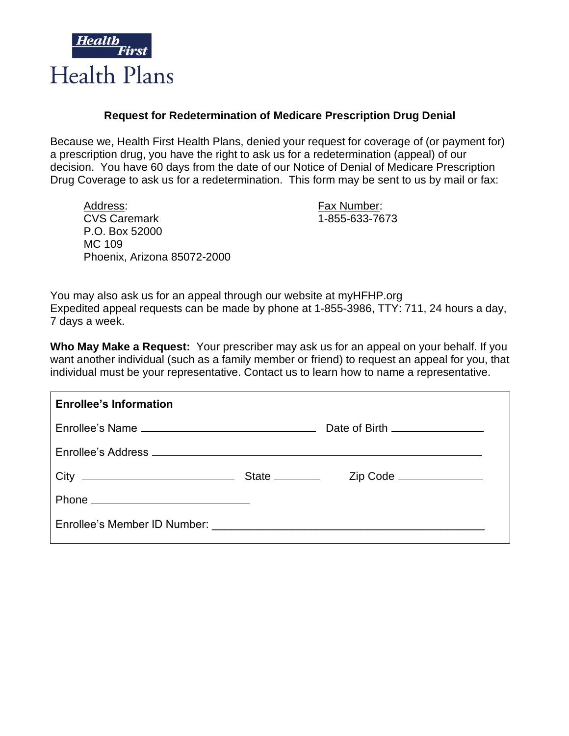Health First

Health Plans

## Request for Redetermination of Medicare Prescription Drug Denial

Because we, Health First Health Plans, denied your request for coverage of (or payment for) a prescription drug, you have the right to ask us for a redetermination (appeal) of our decision. You have 60 days from the date of our Notice of Denial of Medicare Prescription Drug Coverage to ask us for a redetermination. This form may be sent to us by mail or fax:

Address:
CVS Caremark
P.O. Box 52000
MC 109
Phoenix, Arizona 85072-2000

Fax Number:
1-855-633-7673

You may also ask us for an appeal through our website at myHFHP.org
Expedited appeal requests can be made by phone at 1-855-3986, TTY: 711, 24 hours a day, 7 days a week.

**Who May Make a Request:** Your prescriber may ask us for an appeal on your behalf. If you want another individual (such as a family member or friend) to request an appeal for you, that individual must be your representative. Contact us to learn how to name a representative.

**Enrollee's Information**

Enrollee's Name ______________________________ Date of Birth ________________

Enrollee's Address ____________________________________________________________

City __________________________ State _________ Zip Code _______________

Phone ___________________________

Enrollee's Member ID Number: ____________________________________________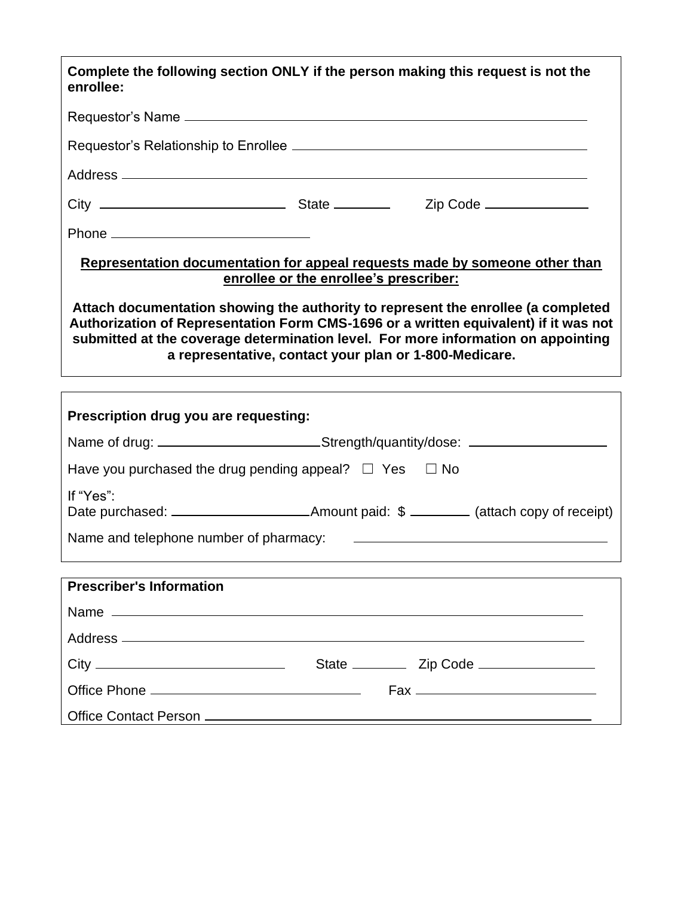**Complete the following section ONLY if the person making this request is not the enrollee:**

Requestor's Name ______________________________________________

Requestor's Relationship to Enrollee ______________________________

Address ______________________________________________________

City ______________________ State ________ Zip Code ______________

Phone __________________________

**<u>Representation documentation for appeal requests made by someone other than enrollee or the enrollee's prescriber:</u>**

**Attach documentation showing the authority to represent the enrollee (a completed Authorization of Representation Form CMS-1696 or a written equivalent) if it was not submitted at the coverage determination level. For more information on appointing a representative, contact your plan or 1-800-Medicare.**

---

**Prescription drug you are requesting:**

Name of drug: ______________________ Strength/quantity/dose: ____________________

Have you purchased the drug pending appeal? ☐ Yes ☐ No

If "Yes":
Date purchased: ____________________ Amount paid: $ ________ (attach copy of receipt)

Name and telephone number of pharmacy: ________________________________

---

**Prescriber's Information**

Name ________________________________________________________

Address ______________________________________________________

City ________________________ State ________ Zip Code ________________

Office Phone ____________________________ Fax __________________________

Office Contact Person ____________________________________________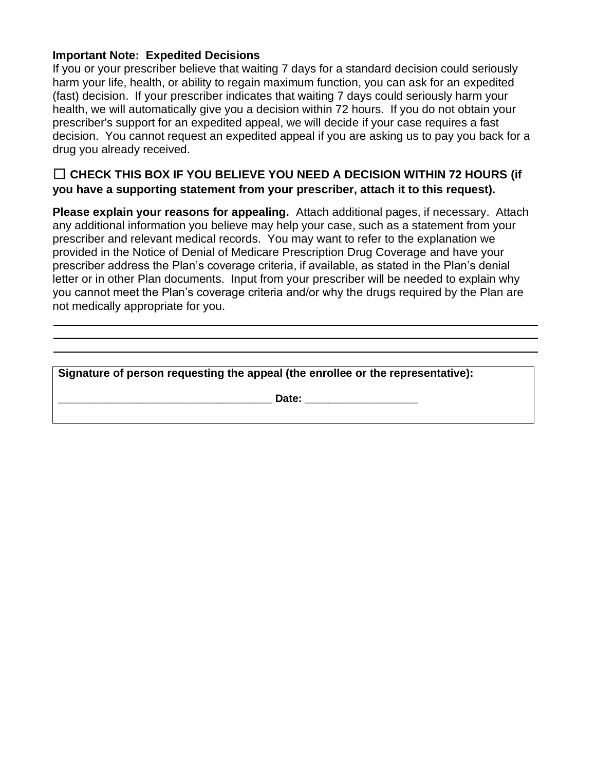**Important Note: Expedited Decisions**

If you or your prescriber believe that waiting 7 days for a standard decision could seriously harm your life, health, or ability to regain maximum function, you can ask for an expedited (fast) decision. If your prescriber indicates that waiting 7 days could seriously harm your health, we will automatically give you a decision within 72 hours. If you do not obtain your prescriber's support for an expedited appeal, we will decide if your case requires a fast decision. You cannot request an expedited appeal if you are asking us to pay you back for a drug you already received.

☐ **CHECK THIS BOX IF YOU BELIEVE YOU NEED A DECISION WITHIN 72 HOURS (if you have a supporting statement from your prescriber, attach it to this request).**

**Please explain your reasons for appealing.** Attach additional pages, if necessary. Attach any additional information you believe may help your case, such as a statement from your prescriber and relevant medical records. You may want to refer to the explanation we provided in the Notice of Denial of Medicare Prescription Drug Coverage and have your prescriber address the Plan's coverage criteria, if available, as stated in the Plan's denial letter or in other Plan documents. Input from your prescriber will be needed to explain why you cannot meet the Plan's coverage criteria and/or why the drugs required by the Plan are not medically appropriate for you.

\_\_\_\_\_\_\_\_\_\_\_\_\_\_\_\_\_\_\_\_\_\_\_\_\_\_\_\_\_\_\_\_\_\_\_\_\_\_\_\_\_\_\_\_\_\_\_\_\_\_\_\_\_\_\_\_\_\_\_\_\_\_\_\_\_\_\_\_\_\_\_\_

\_\_\_\_\_\_\_\_\_\_\_\_\_\_\_\_\_\_\_\_\_\_\_\_\_\_\_\_\_\_\_\_\_\_\_\_\_\_\_\_\_\_\_\_\_\_\_\_\_\_\_\_\_\_\_\_\_\_\_\_\_\_\_\_\_\_\_\_\_\_\_\_

\_\_\_\_\_\_\_\_\_\_\_\_\_\_\_\_\_\_\_\_\_\_\_\_\_\_\_\_\_\_\_\_\_\_\_\_\_\_\_\_\_\_\_\_\_\_\_\_\_\_\_\_\_\_\_\_\_\_\_\_\_\_\_\_\_\_\_\_\_\_\_\_

**Signature of person requesting the appeal (the enrollee or the representative):**

**\_\_\_\_\_\_\_\_\_\_\_\_\_\_\_\_\_\_\_\_\_\_\_\_\_\_\_\_\_\_\_\_\_\_\_ Date: \_\_\_\_\_\_\_\_\_\_\_\_\_\_\_\_\_\_\_**